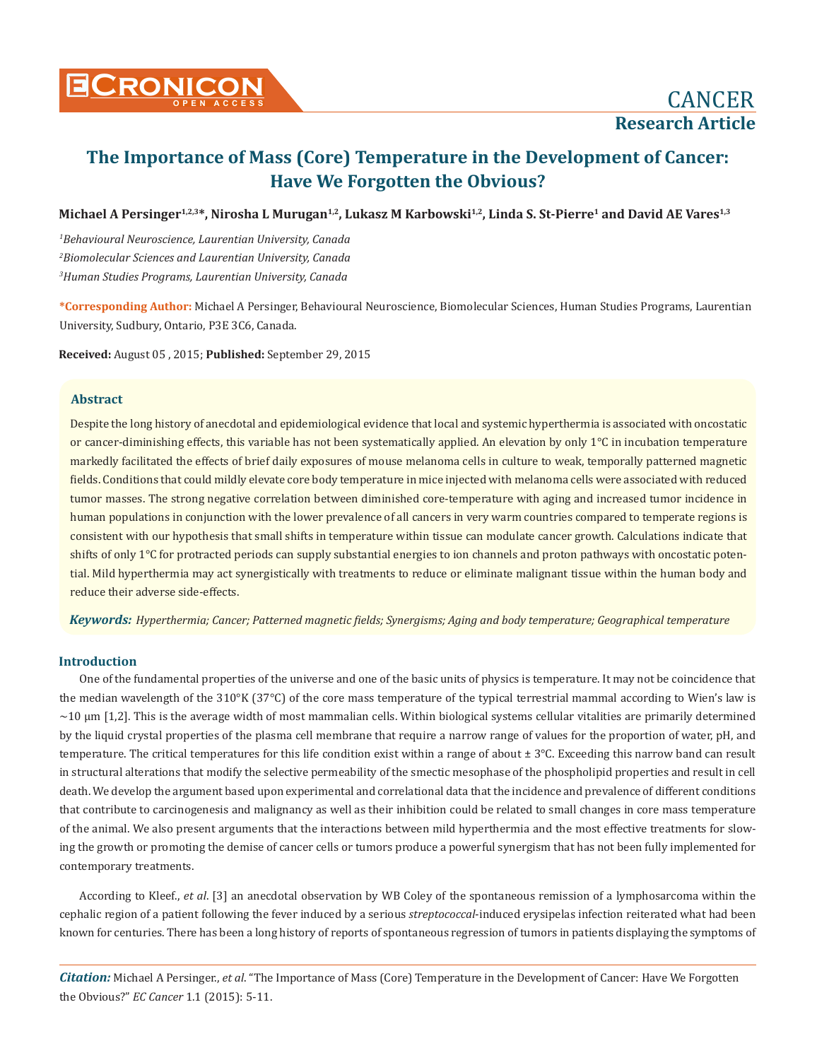# The Importance of Mass (Core) Temperature in the Development of Cancer: Have We Forgotten the Obvious?

**Michael A Persinger[1,2,3]*, Nirosha L Murugan[1,2], Lukasz M Karbowski[1,2], Linda S. St-Pierre[1] and David AE Vares[1,3]**

*[1]Behavioural Neuroscience, Laurentian University, Canada*

*[2]Biomolecular Sciences and Laurentian University, Canada*

*[3]Human Studies Programs, Laurentian University, Canada*

**\*Corresponding Author:** Michael A Persinger, Behavioural Neuroscience, Biomolecular Sciences, Human Studies Programs, Laurentian University, Sudbury, Ontario, P3E 3C6, Canada.

**Received:** August 05 , 2015; **Published:** September 29, 2015

## Abstract

Despite the long history of anecdotal and epidemiological evidence that local and systemic hyperthermia is associated with oncostatic or cancer-diminishing effects, this variable has not been systematically applied. An elevation by only 1°C in incubation temperature markedly facilitated the effects of brief daily exposures of mouse melanoma cells in culture to weak, temporally patterned magnetic fields. Conditions that could mildly elevate core body temperature in mice injected with melanoma cells were associated with reduced tumor masses. The strong negative correlation between diminished core-temperature with aging and increased tumor incidence in human populations in conjunction with the lower prevalence of all cancers in very warm countries compared to temperate regions is consistent with our hypothesis that small shifts in temperature within tissue can modulate cancer growth. Calculations indicate that shifts of only 1°C for protracted periods can supply substantial energies to ion channels and proton pathways with oncostatic potential. Mild hyperthermia may act synergistically with treatments to reduce or eliminate malignant tissue within the human body and reduce their adverse side-effects.

***Keywords:*** *Hyperthermia; Cancer; Patterned magnetic fields; Synergisms; Aging and body temperature; Geographical temperature*

## Introduction

One of the fundamental properties of the universe and one of the basic units of physics is temperature. It may not be coincidence that the median wavelength of the 310°K (37°C) of the core mass temperature of the typical terrestrial mammal according to Wien's law is ~10 μm [1,2]. This is the average width of most mammalian cells. Within biological systems cellular vitalities are primarily determined by the liquid crystal properties of the plasma cell membrane that require a narrow range of values for the proportion of water, pH, and temperature. The critical temperatures for this life condition exist within a range of about ± 3°C. Exceeding this narrow band can result in structural alterations that modify the selective permeability of the smectic mesophase of the phospholipid properties and result in cell death. We develop the argument based upon experimental and correlational data that the incidence and prevalence of different conditions that contribute to carcinogenesis and malignancy as well as their inhibition could be related to small changes in core mass temperature of the animal. We also present arguments that the interactions between mild hyperthermia and the most effective treatments for slowing the growth or promoting the demise of cancer cells or tumors produce a powerful synergism that has not been fully implemented for contemporary treatments.

According to Kleef., *et al*. [3] an anecdotal observation by WB Coley of the spontaneous remission of a lymphosarcoma within the cephalic region of a patient following the fever induced by a serious *streptococcal*-induced erysipelas infection reiterated what had been known for centuries. There has been a long history of reports of spontaneous regression of tumors in patients displaying the symptoms of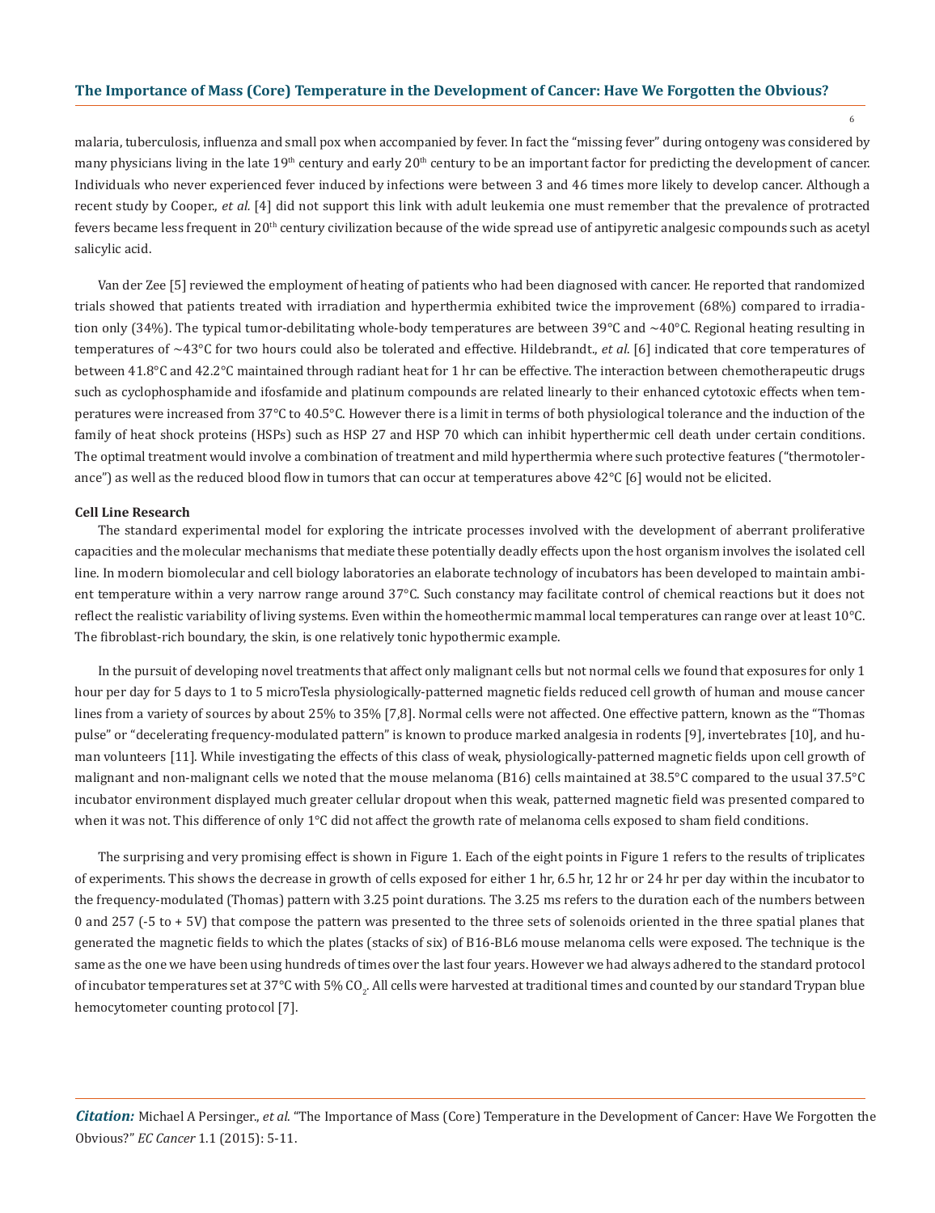malaria, tuberculosis, influenza and small pox when accompanied by fever. In fact the "missing fever" during ontogeny was considered by many physicians living in the late 19th century and early 20th century to be an important factor for predicting the development of cancer. Individuals who never experienced fever induced by infections were between 3 and 46 times more likely to develop cancer. Although a recent study by Cooper., *et al.* [4] did not support this link with adult leukemia one must remember that the prevalence of protracted fevers became less frequent in 20th century civilization because of the wide spread use of antipyretic analgesic compounds such as acetyl salicylic acid.

Van der Zee [5] reviewed the employment of heating of patients who had been diagnosed with cancer. He reported that randomized trials showed that patients treated with irradiation and hyperthermia exhibited twice the improvement (68%) compared to irradiation only (34%). The typical tumor-debilitating whole-body temperatures are between 39°C and ~40°C. Regional heating resulting in temperatures of ~43°C for two hours could also be tolerated and effective. Hildebrandt., *et al.* [6] indicated that core temperatures of between 41.8°C and 42.2°C maintained through radiant heat for 1 hr can be effective. The interaction between chemotherapeutic drugs such as cyclophosphamide and ifosfamide and platinum compounds are related linearly to their enhanced cytotoxic effects when temperatures were increased from 37°C to 40.5°C. However there is a limit in terms of both physiological tolerance and the induction of the family of heat shock proteins (HSPs) such as HSP 27 and HSP 70 which can inhibit hyperthermic cell death under certain conditions. The optimal treatment would involve a combination of treatment and mild hyperthermia where such protective features ("thermotolerance") as well as the reduced blood flow in tumors that can occur at temperatures above 42°C [6] would not be elicited.

**Cell Line Research**

The standard experimental model for exploring the intricate processes involved with the development of aberrant proliferative capacities and the molecular mechanisms that mediate these potentially deadly effects upon the host organism involves the isolated cell line. In modern biomolecular and cell biology laboratories an elaborate technology of incubators has been developed to maintain ambient temperature within a very narrow range around 37°C. Such constancy may facilitate control of chemical reactions but it does not reflect the realistic variability of living systems. Even within the homeothermic mammal local temperatures can range over at least 10°C. The fibroblast-rich boundary, the skin, is one relatively tonic hypothermic example.

In the pursuit of developing novel treatments that affect only malignant cells but not normal cells we found that exposures for only 1 hour per day for 5 days to 1 to 5 microTesla physiologically-patterned magnetic fields reduced cell growth of human and mouse cancer lines from a variety of sources by about 25% to 35% [7,8]. Normal cells were not affected. One effective pattern, known as the "Thomas pulse" or "decelerating frequency-modulated pattern" is known to produce marked analgesia in rodents [9], invertebrates [10], and human volunteers [11]. While investigating the effects of this class of weak, physiologically-patterned magnetic fields upon cell growth of malignant and non-malignant cells we noted that the mouse melanoma (B16) cells maintained at 38.5°C compared to the usual 37.5°C incubator environment displayed much greater cellular dropout when this weak, patterned magnetic field was presented compared to when it was not. This difference of only 1°C did not affect the growth rate of melanoma cells exposed to sham field conditions.

The surprising and very promising effect is shown in Figure 1. Each of the eight points in Figure 1 refers to the results of triplicates of experiments. This shows the decrease in growth of cells exposed for either 1 hr, 6.5 hr, 12 hr or 24 hr per day within the incubator to the frequency-modulated (Thomas) pattern with 3.25 point durations. The 3.25 ms refers to the duration each of the numbers between 0 and 257 (-5 to + 5V) that compose the pattern was presented to the three sets of solenoids oriented in the three spatial planes that generated the magnetic fields to which the plates (stacks of six) of B16-BL6 mouse melanoma cells were exposed. The technique is the same as the one we have been using hundreds of times over the last four years. However we had always adhered to the standard protocol of incubator temperatures set at 37°C with 5% $CO_2$. All cells were harvested at traditional times and counted by our standard Trypan blue hemocytometer counting protocol [7].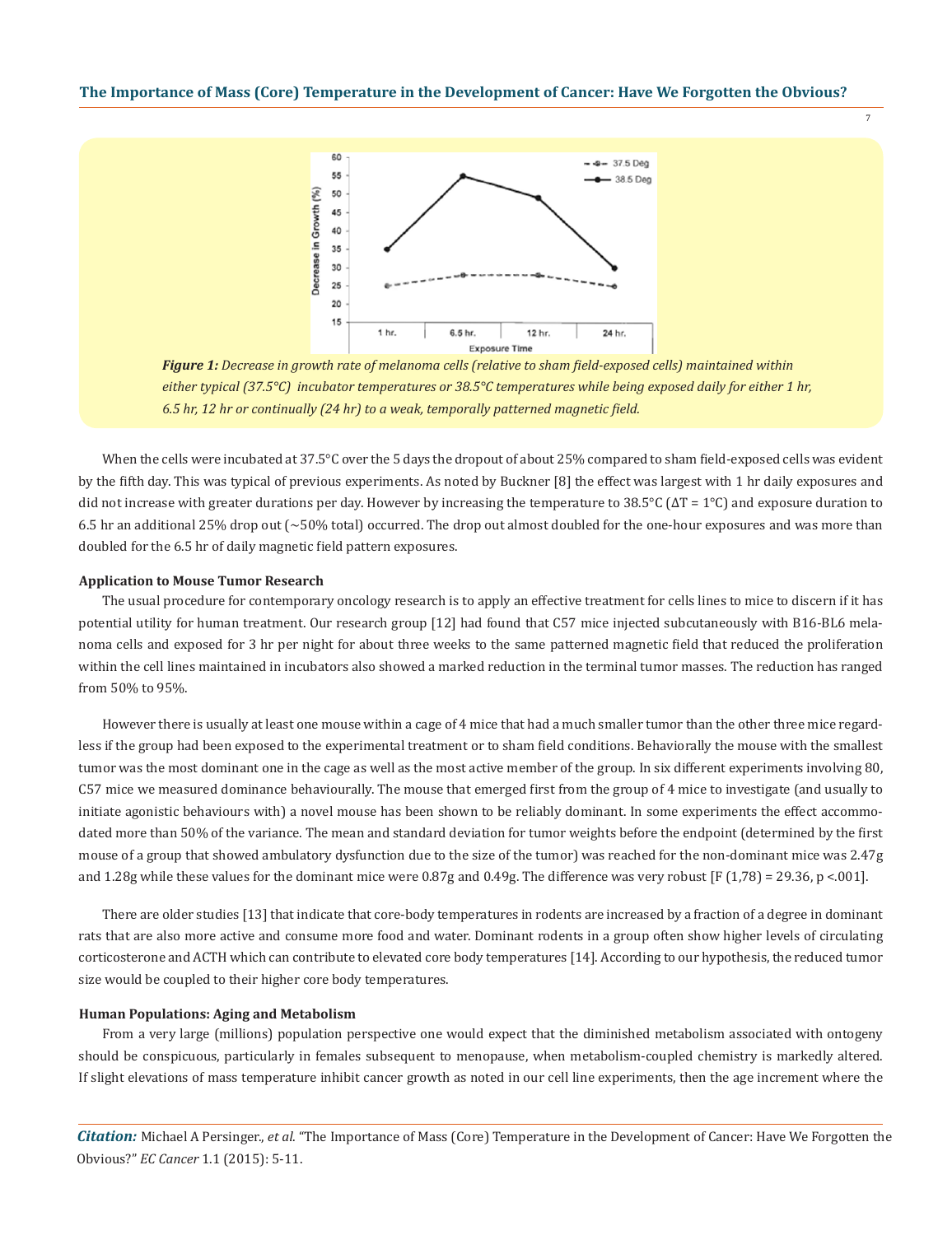*Figure 1: Decrease in growth rate of melanoma cells (relative to sham field-exposed cells) maintained within either typical (37.5°C) incubator temperatures or 38.5°C temperatures while being exposed daily for either 1 hr, 6.5 hr, 12 hr or continually (24 hr) to a weak, temporally patterned magnetic field.*

When the cells were incubated at 37.5°C over the 5 days the dropout of about 25% compared to sham field-exposed cells was evident by the fifth day. This was typical of previous experiments. As noted by Buckner [8] the effect was largest with 1 hr daily exposures and did not increase with greater durations per day. However by increasing the temperature to 38.5°C ($\Delta T$ = 1°C) and exposure duration to 6.5 hr an additional 25% drop out (~50% total) occurred. The drop out almost doubled for the one-hour exposures and was more than doubled for the 6.5 hr of daily magnetic field pattern exposures.

**Application to Mouse Tumor Research**

The usual procedure for contemporary oncology research is to apply an effective treatment for cells lines to mice to discern if it has potential utility for human treatment. Our research group [12] had found that C57 mice injected subcutaneously with B16-BL6 melanoma cells and exposed for 3 hr per night for about three weeks to the same patterned magnetic field that reduced the proliferation within the cell lines maintained in incubators also showed a marked reduction in the terminal tumor masses. The reduction has ranged from 50% to 95%.

However there is usually at least one mouse within a cage of 4 mice that had a much smaller tumor than the other three mice regardless if the group had been exposed to the experimental treatment or to sham field conditions. Behaviorally the mouse with the smallest tumor was the most dominant one in the cage as well as the most active member of the group. In six different experiments involving 80, C57 mice we measured dominance behaviourally. The mouse that emerged first from the group of 4 mice to investigate (and usually to initiate agonistic behaviours with) a novel mouse has been shown to be reliably dominant. In some experiments the effect accommodated more than 50% of the variance. The mean and standard deviation for tumor weights before the endpoint (determined by the first mouse of a group that showed ambulatory dysfunction due to the size of the tumor) was reached for the non-dominant mice was 2.47g and 1.28g while these values for the dominant mice were 0.87g and 0.49g. The difference was very robust [$F_{(1,78)} = 29.36$, $p < .001$].

There are older studies [13] that indicate that core-body temperatures in rodents are increased by a fraction of a degree in dominant rats that are also more active and consume more food and water. Dominant rodents in a group often show higher levels of circulating corticosterone and ACTH which can contribute to elevated core body temperatures [14]. According to our hypothesis, the reduced tumor size would be coupled to their higher core body temperatures.

**Human Populations: Aging and Metabolism**

From a very large (millions) population perspective one would expect that the diminished metabolism associated with ontogeny should be conspicuous, particularly in females subsequent to menopause, when metabolism-coupled chemistry is markedly altered. If slight elevations of mass temperature inhibit cancer growth as noted in our cell line experiments, then the age increment where the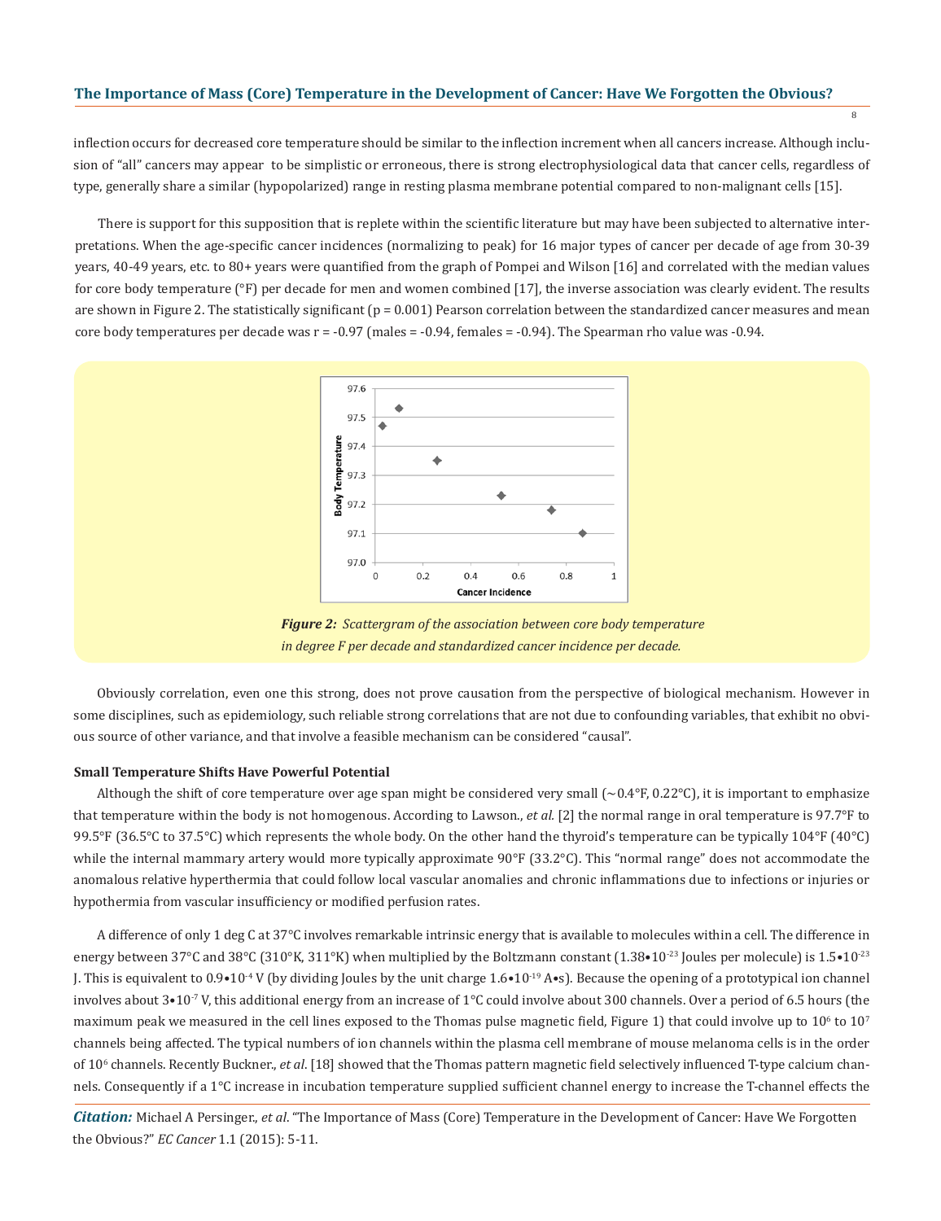inflection occurs for decreased core temperature should be similar to the inflection increment when all cancers increase. Although inclusion of "all" cancers may appear to be simplistic or erroneous, there is strong electrophysiological data that cancer cells, regardless of type, generally share a similar (hypopolarized) range in resting plasma membrane potential compared to non-malignant cells [15].

There is support for this supposition that is replete within the scientific literature but may have been subjected to alternative interpretations. When the age-specific cancer incidences (normalizing to peak) for 16 major types of cancer per decade of age from 30-39 years, 40-49 years, etc. to 80+ years were quantified from the graph of Pompei and Wilson [16] and correlated with the median values for core body temperature (°F) per decade for men and women combined [17], the inverse association was clearly evident. The results are shown in Figure 2. The statistically significant ($p = 0.001$) Pearson correlation between the standardized cancer measures and mean core body temperatures per decade was $r = -0.97$ (males = -0.94, females = -0.94). The Spearman rho value was -0.94.

***Figure 2:** Scattergram of the association between core body temperature in degree F per decade and standardized cancer incidence per decade.*

Obviously correlation, even one this strong, does not prove causation from the perspective of biological mechanism. However in some disciplines, such as epidemiology, such reliable strong correlations that are not due to confounding variables, that exhibit no obvious source of other variance, and that involve a feasible mechanism can be considered "causal".

**Small Temperature Shifts Have Powerful Potential**

Although the shift of core temperature over age span might be considered very small (~0.4°F, 0.22°C), it is important to emphasize that temperature within the body is not homogenous. According to Lawson., *et al.* [2] the normal range in oral temperature is 97.7°F to 99.5°F (36.5°C to 37.5°C) which represents the whole body. On the other hand the thyroid's temperature can be typically 104°F (40°C) while the internal mammary artery would more typically approximate 90°F (33.2°C). This "normal range" does not accommodate the anomalous relative hyperthermia that could follow local vascular anomalies and chronic inflammations due to infections or injuries or hypothermia from vascular insufficiency or modified perfusion rates.

A difference of only 1 deg C at 37°C involves remarkable intrinsic energy that is available to molecules within a cell. The difference in energy between 37°C and 38°C (310°K, 311°K) when multiplied by the Boltzmann constant ($1.38 \cdot 10^{-23}$ Joules per molecule) is $1.5 \cdot 10^{-23}$ J. This is equivalent to $0.9 \cdot 10^{-4}$ V (by dividing Joules by the unit charge $1.6 \cdot 10^{-19}$ A•s). Because the opening of a prototypical ion channel involves about $3 \cdot 10^{-7}$ V, this additional energy from an increase of 1°C could involve about 300 channels. Over a period of 6.5 hours (the maximum peak we measured in the cell lines exposed to the Thomas pulse magnetic field, Figure 1) that could involve up to $10^6$ to $10^7$ channels being affected. The typical numbers of ion channels within the plasma cell membrane of mouse melanoma cells is in the order of $10^6$ channels. Recently Buckner., *et al*. [18] showed that the Thomas pattern magnetic field selectively influenced T-type calcium channels. Consequently if a 1°C increase in incubation temperature supplied sufficient channel energy to increase the T-channel effects the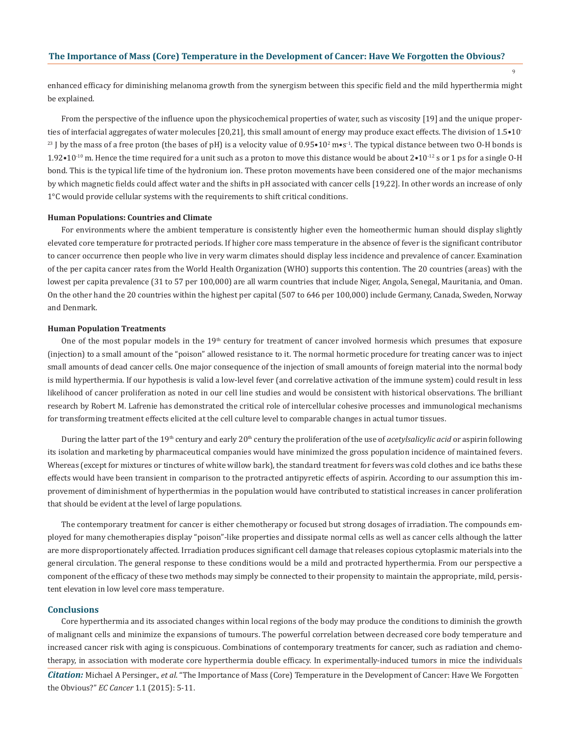enhanced efficacy for diminishing melanoma growth from the synergism between this specific field and the mild hyperthermia might be explained.

From the perspective of the influence upon the physicochemical properties of water, such as viscosity [19] and the unique properties of interfacial aggregates of water molecules [20,21], this small amount of energy may produce exact effects. The division of $1.5 \cdot 10^{-23}$ J by the mass of a free proton (the bases of pH) is a velocity value of $0.95 \cdot 10^{2}$ $m \cdot s^{-1}$. The typical distance between two O-H bonds is $1.92 \cdot 10^{-10}$ m. Hence the time required for a unit such as a proton to move this distance would be about $2 \cdot 10^{-12}$ s or 1 ps for a single O-H bond. This is the typical life time of the hydronium ion. These proton movements have been considered one of the major mechanisms by which magnetic fields could affect water and the shifts in pH associated with cancer cells [19,22]. In other words an increase of only 1°C would provide cellular systems with the requirements to shift critical conditions.

**Human Populations: Countries and Climate**

For environments where the ambient temperature is consistently higher even the homeothermic human should display slightly elevated core temperature for protracted periods. If higher core mass temperature in the absence of fever is the significant contributor to cancer occurrence then people who live in very warm climates should display less incidence and prevalence of cancer. Examination of the per capita cancer rates from the World Health Organization (WHO) supports this contention. The 20 countries (areas) with the lowest per capita prevalence (31 to 57 per 100,000) are all warm countries that include Niger, Angola, Senegal, Mauritania, and Oman. On the other hand the 20 countries within the highest per capital (507 to 646 per 100,000) include Germany, Canada, Sweden, Norway and Denmark.

**Human Population Treatments**

One of the most popular models in the 19th century for treatment of cancer involved hormesis which presumes that exposure (injection) to a small amount of the "poison" allowed resistance to it. The normal hormetic procedure for treating cancer was to inject small amounts of dead cancer cells. One major consequence of the injection of small amounts of foreign material into the normal body is mild hyperthermia. If our hypothesis is valid a low-level fever (and correlative activation of the immune system) could result in less likelihood of cancer proliferation as noted in our cell line studies and would be consistent with historical observations. The brilliant research by Robert M. Lafrenie has demonstrated the critical role of intercellular cohesive processes and immunological mechanisms for transforming treatment effects elicited at the cell culture level to comparable changes in actual tumor tissues.

During the latter part of the 19th century and early 20th century the proliferation of the use of *acetylsalicylic acid* or aspirin following its isolation and marketing by pharmaceutical companies would have minimized the gross population incidence of maintained fevers. Whereas (except for mixtures or tinctures of white willow bark), the standard treatment for fevers was cold clothes and ice baths these effects would have been transient in comparison to the protracted antipyretic effects of aspirin. According to our assumption this improvement of diminishment of hyperthermias in the population would have contributed to statistical increases in cancer proliferation that should be evident at the level of large populations.

The contemporary treatment for cancer is either chemotherapy or focused but strong dosages of irradiation. The compounds employed for many chemotherapies display "poison"-like properties and dissipate normal cells as well as cancer cells although the latter are more disproportionately affected. Irradiation produces significant cell damage that releases copious cytoplasmic materials into the general circulation. The general response to these conditions would be a mild and protracted hyperthermia. From our perspective a component of the efficacy of these two methods may simply be connected to their propensity to maintain the appropriate, mild, persistent elevation in low level core mass temperature.

## Conclusions

Core hyperthermia and its associated changes within local regions of the body may produce the conditions to diminish the growth of malignant cells and minimize the expansions of tumours. The powerful correlation between decreased core body temperature and increased cancer risk with aging is conspicuous. Combinations of contemporary treatments for cancer, such as radiation and chemotherapy, in association with moderate core hyperthermia double efficacy. In experimentally-induced tumors in mice the individuals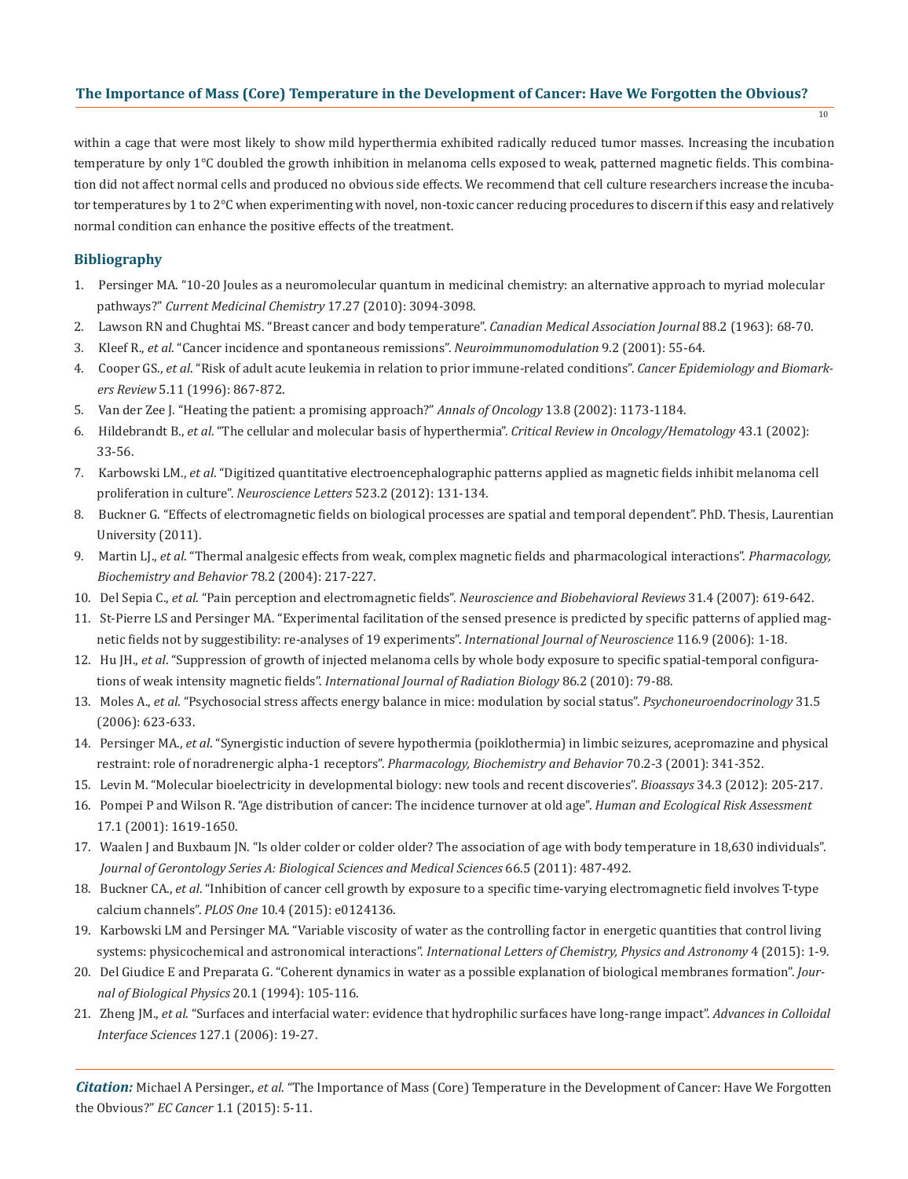within a cage that were most likely to show mild hyperthermia exhibited radically reduced tumor masses. Increasing the incubation temperature by only 1°C doubled the growth inhibition in melanoma cells exposed to weak, patterned magnetic fields. This combination did not affect normal cells and produced no obvious side effects. We recommend that cell culture researchers increase the incubator temperatures by 1 to 2°C when experimenting with novel, non-toxic cancer reducing procedures to discern if this easy and relatively normal condition can enhance the positive effects of the treatment.

## Bibliography

1. Persinger MA. "10-20 Joules as a neuromolecular quantum in medicinal chemistry: an alternative approach to myriad molecular pathways?" *Current Medicinal Chemistry* 17.27 (2010): 3094-3098.
2. Lawson RN and Chughtai MS. "Breast cancer and body temperature". *Canadian Medical Association Journal* 88.2 (1963): 68-70.
3. Kleef R., *et al*. "Cancer incidence and spontaneous remissions". *Neuroimmunomodulation* 9.2 (2001): 55-64.
4. Cooper GS., *et al*. "Risk of adult acute leukemia in relation to prior immune-related conditions". *Cancer Epidemiology and Biomarkers Review* 5.11 (1996): 867-872.
5. Van der Zee J. "Heating the patient: a promising approach?" *Annals of Oncology* 13.8 (2002): 1173-1184.
6. Hildebrandt B., *et al*. "The cellular and molecular basis of hyperthermia". *Critical Review in Oncology/Hematology* 43.1 (2002): 33-56.
7. Karbowski LM., *et al*. "Digitized quantitative electroencephalographic patterns applied as magnetic fields inhibit melanoma cell proliferation in culture". *Neuroscience Letters* 523.2 (2012): 131-134.
8. Buckner G. "Effects of electromagnetic fields on biological processes are spatial and temporal dependent". PhD. Thesis, Laurentian University (2011).
9. Martin LJ., *et al*. "Thermal analgesic effects from weak, complex magnetic fields and pharmacological interactions". *Pharmacology, Biochemistry and Behavior* 78.2 (2004): 217-227.
10. Del Sepia C., *et al*. "Pain perception and electromagnetic fields". *Neuroscience and Biobehavioral Reviews* 31.4 (2007): 619-642.
11. St-Pierre LS and Persinger MA. "Experimental facilitation of the sensed presence is predicted by specific patterns of applied magnetic fields not by suggestibility: re-analyses of 19 experiments". *International Journal of Neuroscience* 116.9 (2006): 1-18.
12. Hu JH., *et al*. "Suppression of growth of injected melanoma cells by whole body exposure to specific spatial-temporal configurations of weak intensity magnetic fields". *International Journal of Radiation Biology* 86.2 (2010): 79-88.
13. Moles A., *et al*. "Psychosocial stress affects energy balance in mice: modulation by social status". *Psychoneuroendocrinology* 31.5 (2006): 623-633.
14. Persinger MA., *et al*. "Synergistic induction of severe hypothermia (poiklothermia) in limbic seizures, acepromazine and physical restraint: role of noradrenergic alpha-1 receptors". *Pharmacology, Biochemistry and Behavior* 70.2-3 (2001): 341-352.
15. Levin M. "Molecular bioelectricity in developmental biology: new tools and recent discoveries". *Bioassays* 34.3 (2012): 205-217.
16. Pompei P and Wilson R. "Age distribution of cancer: The incidence turnover at old age". *Human and Ecological Risk Assessment* 17.1 (2001): 1619-1650.
17. Waalen J and Buxbaum JN. "Is older colder or colder older? The association of age with body temperature in 18,630 individuals". *Journal of Gerontology Series A: Biological Sciences and Medical Sciences* 66.5 (2011): 487-492.
18. Buckner CA., *et al*. "Inhibition of cancer cell growth by exposure to a specific time-varying electromagnetic field involves T-type calcium channels". *PLOS One* 10.4 (2015): e0124136.
19. Karbowski LM and Persinger MA. "Variable viscosity of water as the controlling factor in energetic quantities that control living systems: physicochemical and astronomical interactions". *International Letters of Chemistry, Physics and Astronomy* 4 (2015): 1-9.
20. Del Giudice E and Preparata G. "Coherent dynamics in water as a possible explanation of biological membranes formation". *Journal of Biological Physics* 20.1 (1994): 105-116.
21. Zheng JM., *et al*. "Surfaces and interfacial water: evidence that hydrophilic surfaces have long-range impact". *Advances in Colloidal Interface Sciences* 127.1 (2006): 19-27.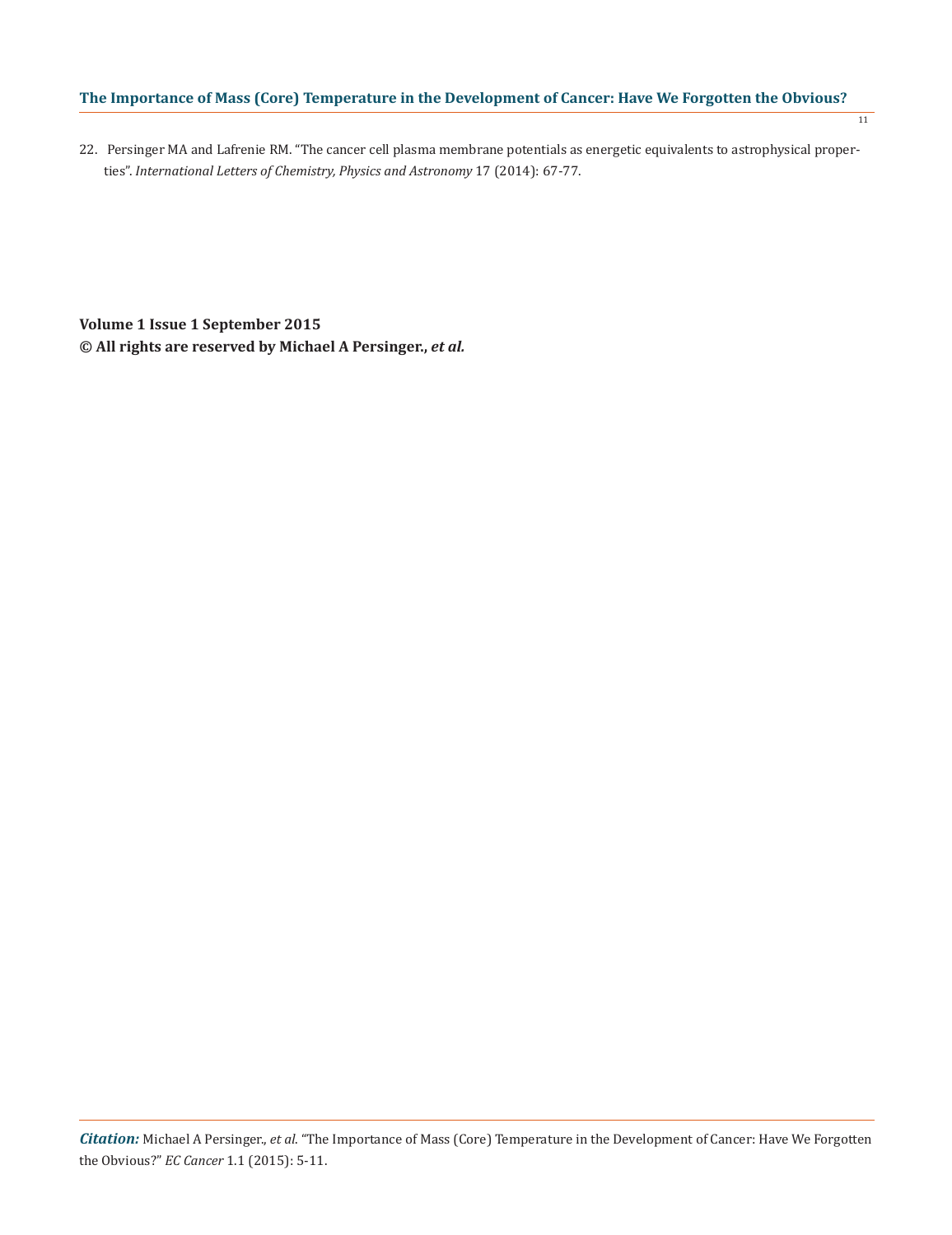22. Persinger MA and Lafrenie RM. "The cancer cell plasma membrane potentials as energetic equivalents to astrophysical properties". *International Letters of Chemistry, Physics and Astronomy* 17 (2014): 67-77.

**Volume 1 Issue 1 September 2015**
**© All rights are reserved by Michael A Persinger., *et al.***